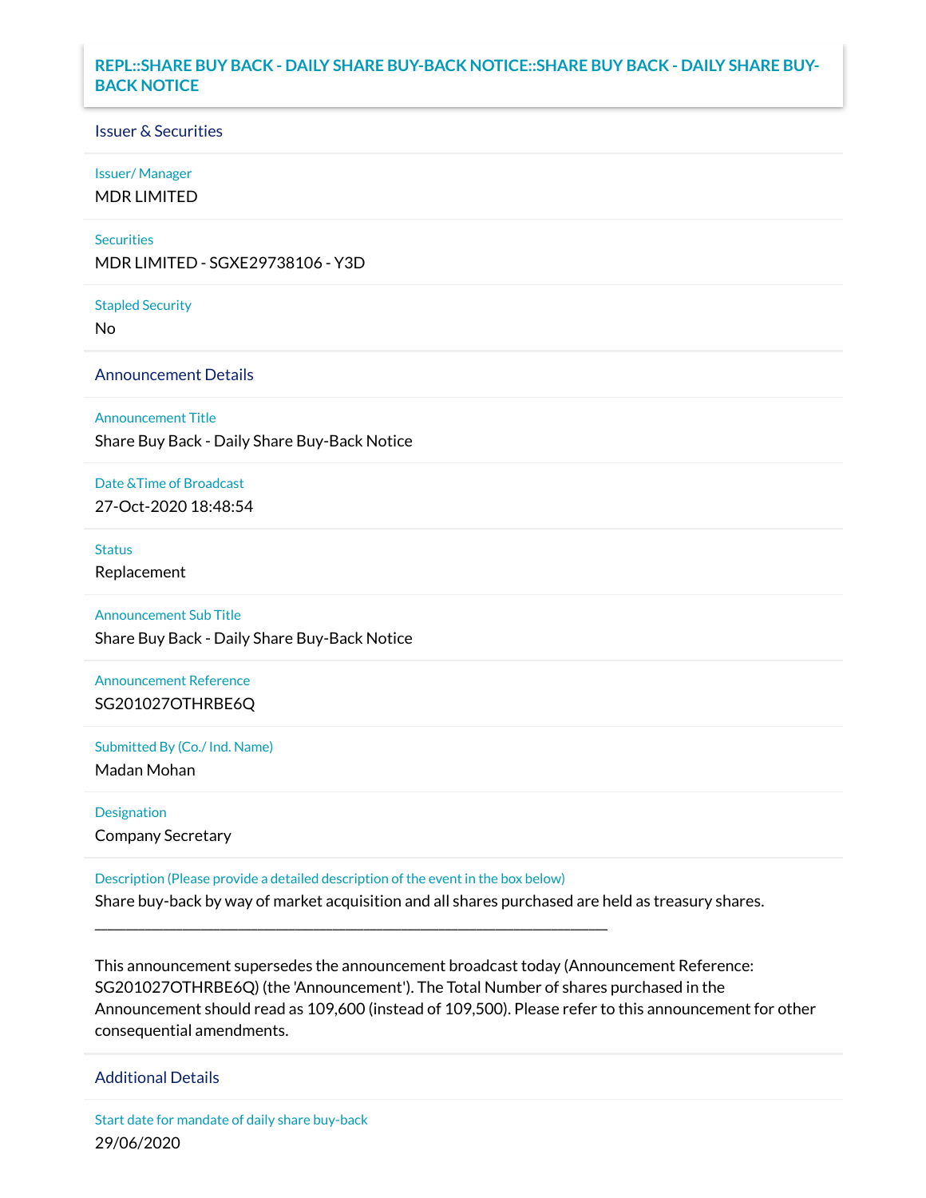# REPL::SHARE BUY BACK - DAILY SHARE BUY-BACK NOTICE::SHARE BUY BACK - DAILY SHARE BUY-BACK NOTICE

## Issuer & Securities

**Issuer/ Manager**

MDR LIMITED

**Securities**

MDR LIMITED - SGXE29738106 - Y3D

**Stapled Security**

No

## Announcement Details

**Announcement Title**

Share Buy Back - Daily Share Buy-Back Notice

**Date &Time of Broadcast**

27-Oct-2020 18:48:54

**Status**

Replacement

**Announcement Sub Title**

Share Buy Back - Daily Share Buy-Back Notice

**Announcement Reference**

SG201027OTHRBE6Q

**Submitted By (Co./ Ind. Name)**

Madan Mohan

**Designation**

Company Secretary

**Description (Please provide a detailed description of the event in the box below)**

Share buy-back by way of market acquisition and all shares purchased are held as treasury shares.

___________________________________________________________________

This announcement supersedes the announcement broadcast today (Announcement Reference: SG201027OTHRBE6Q) (the 'Announcement'). The Total Number of shares purchased in the Announcement should read as 109,600 (instead of 109,500). Please refer to this announcement for other consequential amendments.

## Additional Details

**Start date for mandate of daily share buy-back**

29/06/2020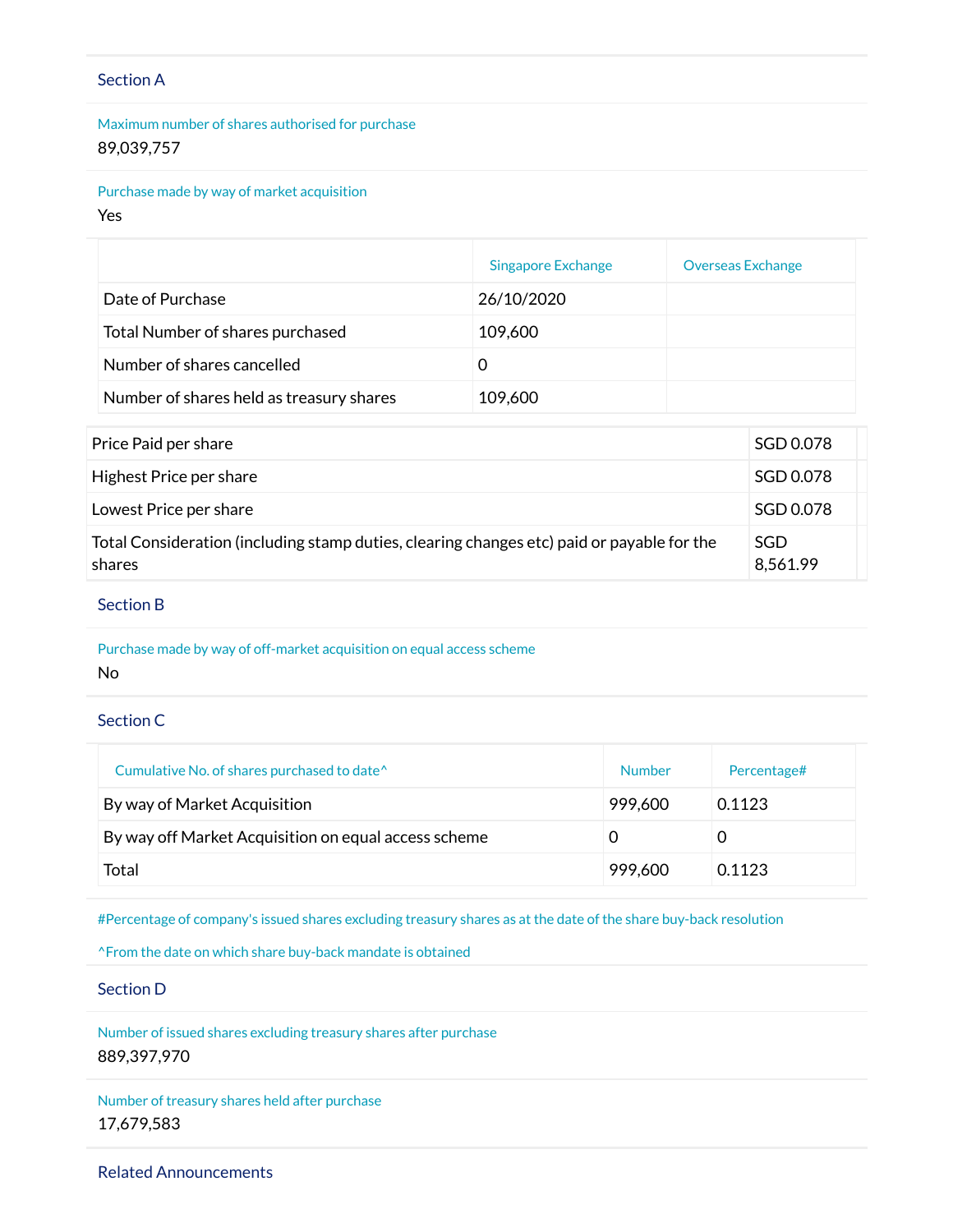## Section A

Maximum number of shares authorised for purchase

89,039,757

Purchase made by way of market acquisition

Yes

| | Singapore Exchange | Overseas Exchange |
|---|---|---|
| Date of Purchase | 26/10/2020 | |
| Total Number of shares purchased | 109,600 | |
| Number of shares cancelled | 0 | |
| Number of shares held as treasury shares | 109,600 | |

| | |
|---|---|
| Price Paid per share | SGD 0.078 |
| Highest Price per share | SGD 0.078 |
| Lowest Price per share | SGD 0.078 |
| Total Consideration (including stamp duties, clearing changes etc) paid or payable for the shares | SGD 8,561.99 |

## Section B

Purchase made by way of off-market acquisition on equal access scheme

No

## Section C

| Cumulative No. of shares purchased to date^ | Number | Percentage# |
|---|---|---|
| By way of Market Acquisition | 999,600 | 0.1123 |
| By way off Market Acquisition on equal access scheme | 0 | 0 |
| Total | 999,600 | 0.1123 |

#Percentage of company's issued shares excluding treasury shares as at the date of the share buy-back resolution

^From the date on which share buy-back mandate is obtained

## Section D

Number of issued shares excluding treasury shares after purchase

889,397,970

Number of treasury shares held after purchase

17,679,583

## Related Announcements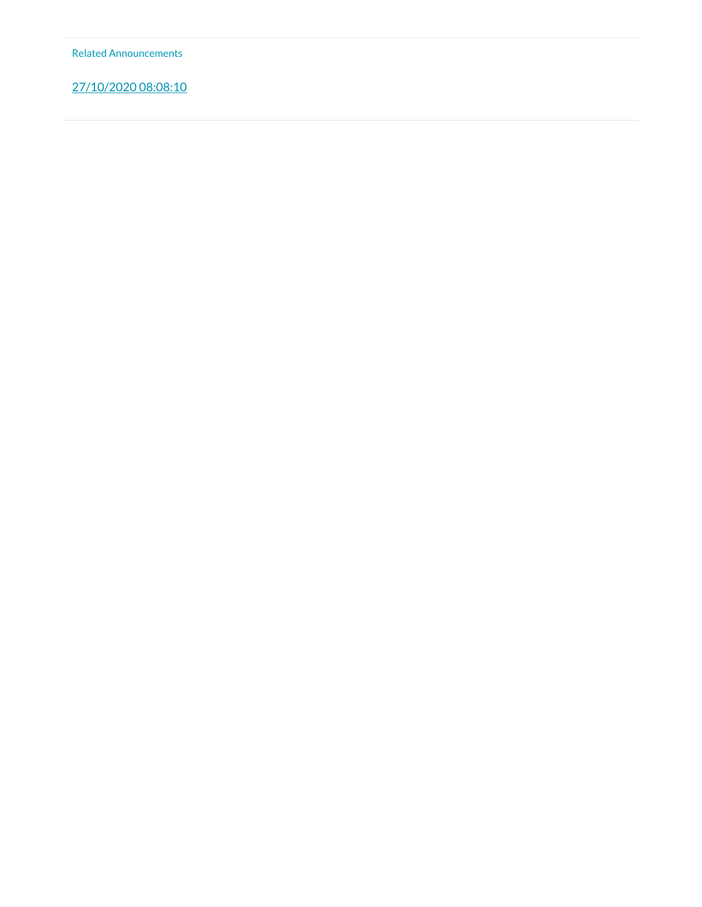Related Announcements

27/10/2020 08:08:10